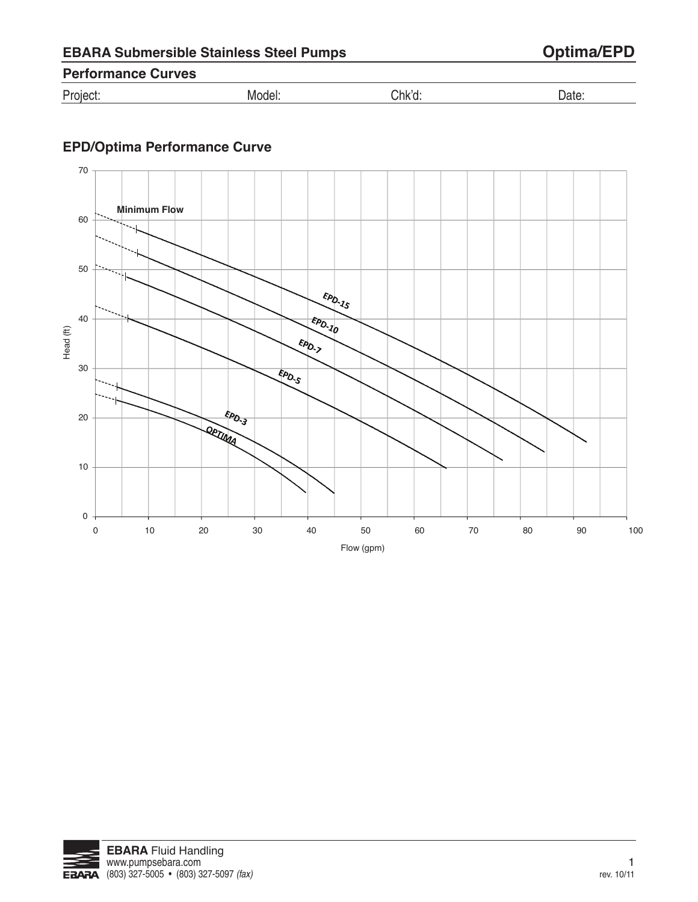# EBARA Submersible Stainless Steel Pumps

**Optima/EPD**

## Performance Curves

Project: Model: Chk'd: Date:

### EPD/Optima Performance Curve

Minimum Flow

EPD-15
EPD-10
EPD-7
EPD-5
EPD-3
OPTIMA

Head (ft)

Flow (gpm)

**EBARA** Fluid Handling
www.pumpsebara.com
(803) 327-5005 • (803) 327-5097 *(fax)*

rev. 10/11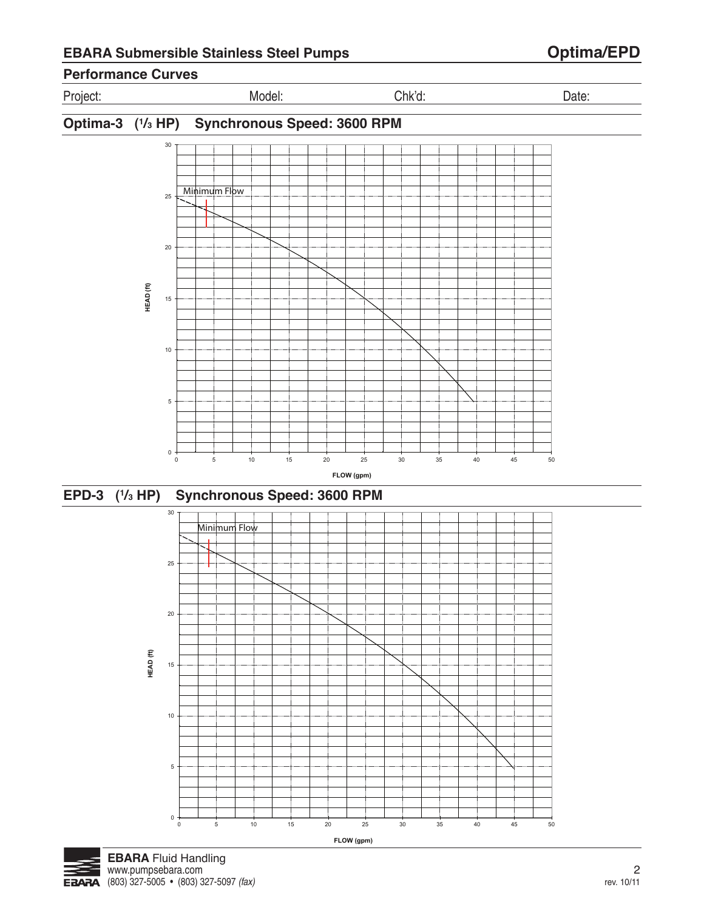## Performance Curves

Project: Model: Chk'd: Date:

### Optima-3 (1/3 HP) Synchronous Speed: 3600 RPM

Minimum Flow

HEAD (ft)

FLOW (gpm)

### EPD-3 (1/3 HP) Synchronous Speed: 3600 RPM

Minimum Flow

HEAD (ft)

FLOW (gpm)

**EBARA** Fluid Handling
www.pumpsebara.com
(803) 327-5005 • (803) 327-5097 *(fax)*

rev. 10/11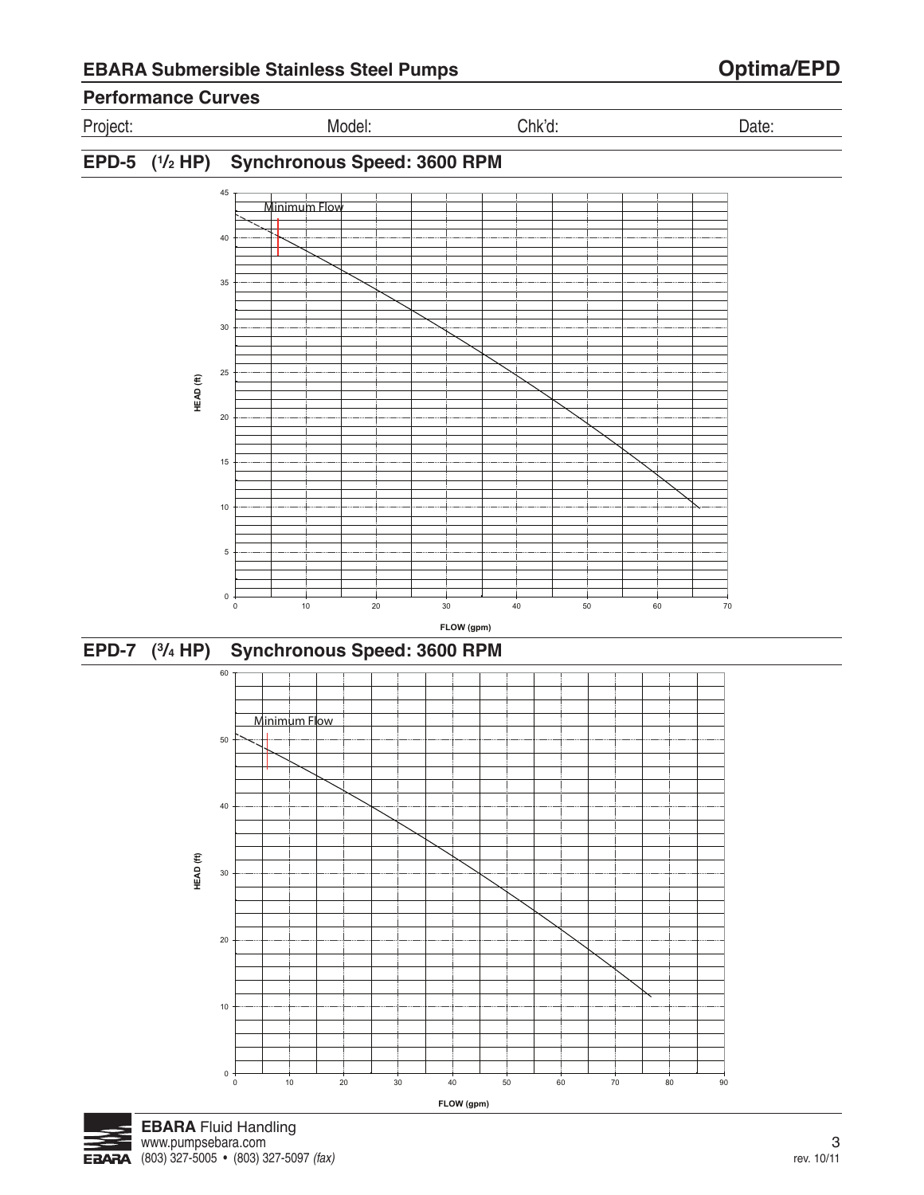## EBARA Submersible Stainless Steel Pumps — Optima/EPD

### Performance Curves

Project: Model: Chk'd: Date:

### EPD-5 (1/2 HP) Synchronous Speed: 3600 RPM

Minimum Flow

HEAD (ft)

FLOW (gpm)

### EPD-7 (3/4 HP) Synchronous Speed: 3600 RPM

Minimum Flow

HEAD (ft)

FLOW (gpm)

**EBARA** Fluid Handling
www.pumpsebara.com
(803) 327-5005 • (803) 327-5097 *(fax)*

rev. 10/11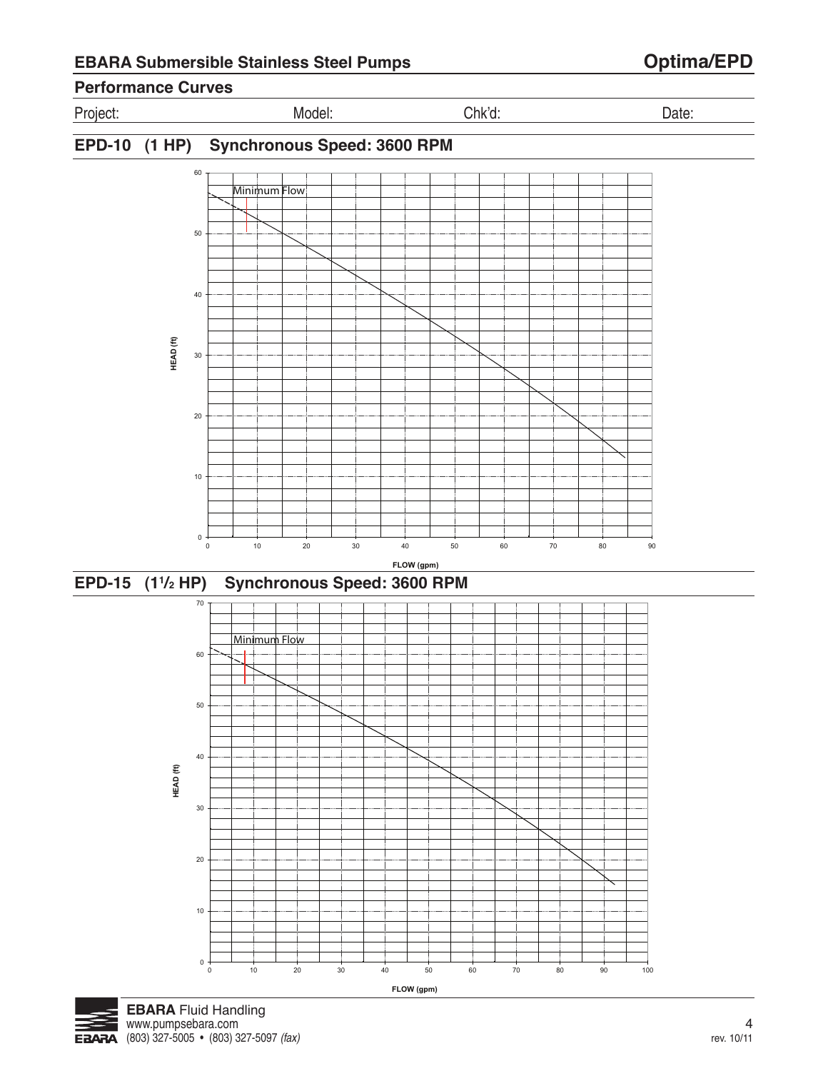## EBARA Submersible Stainless Steel Pumps

**Optima/EPD**

### Performance Curves

Project: Model: Chk'd: Date:

### EPD-10 (1 HP) Synchronous Speed: 3600 RPM

Minimum Flow

HEAD (ft)

0
10
20
30
40
50
60

FLOW (gpm)

0 10 20 30 40 50 60 70 80 90

### EPD-15 (1½ HP) Synchronous Speed: 3600 RPM

Minimum Flow

HEAD (ft)

0
10
20
30
40
50
60
70

FLOW (gpm)

0 10 20 30 40 50 60 70 80 90 100

**EBARA** Fluid Handling
www.pumpsebara.com
(803) 327-5005 • (803) 327-5097 *(fax)*

rev. 10/11